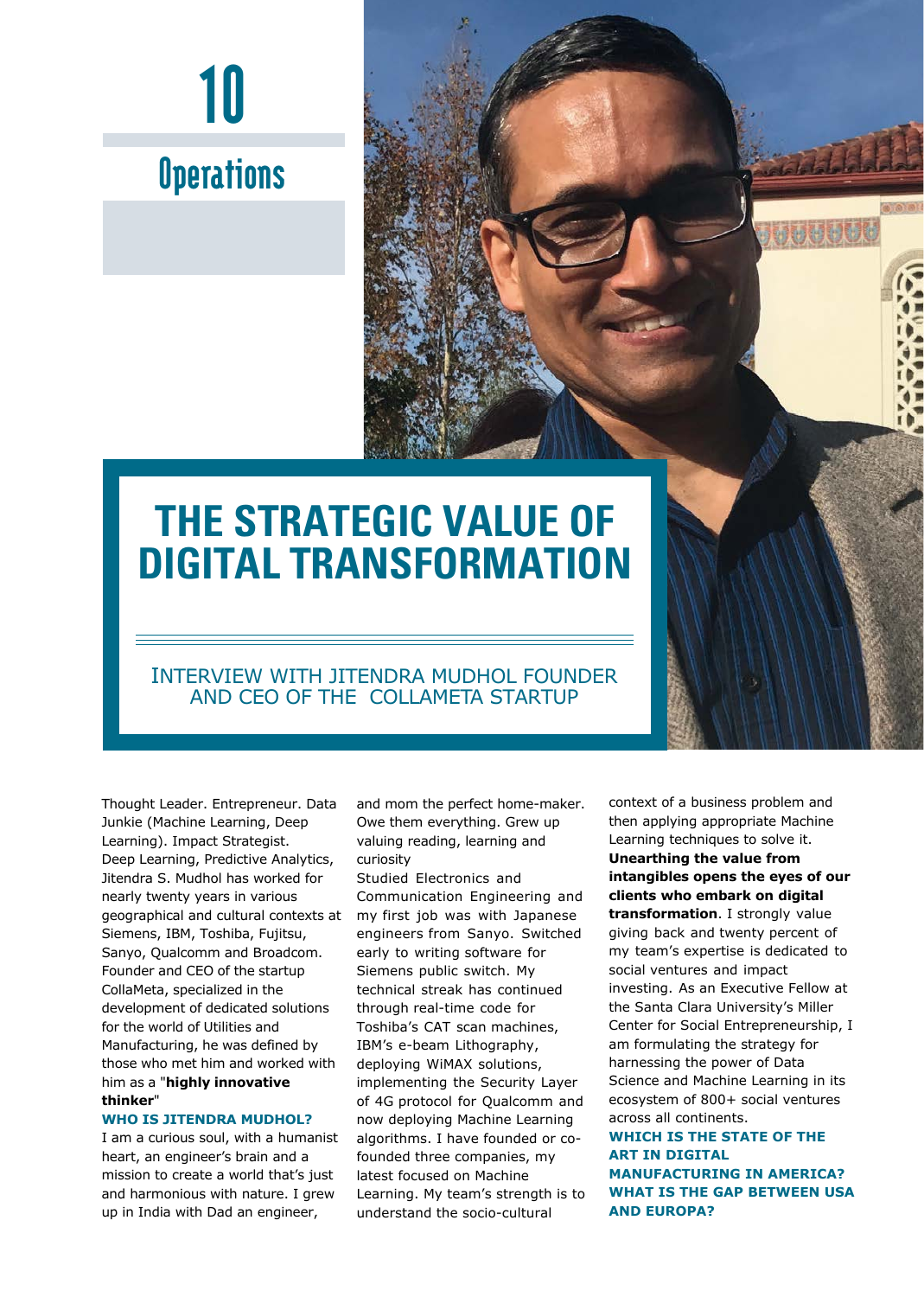10

Operations

# THE STRATEGIC VALUE OF DIGITAL TRANSFORMATION

## INTERVIEW WITH JITENDRA MUDHOL FOUNDER AND CEO OF THE COLLAMETA STARTUP

Thought Leader. Entrepreneur. Data Junkie (Machine Learning, Deep Learning). Impact Strategist. Deep Learning, Predictive Analytics, Jitendra S. Mudhol has worked for nearly twenty years in various geographical and cultural contexts at Siemens, IBM, Toshiba, Fujitsu, Sanyo, Qualcomm and Broadcom. Founder and CEO of the startup CollaMeta, specialized in the development of dedicated solutions for the world of Utilities and Manufacturing, he was defined by those who met him and worked with him as a "**highly innovative thinker**"

**WHO IS JITENDRA MUDHOL?**

I am a curious soul, with a humanist heart, an engineer's brain and a mission to create a world that's just and harmonious with nature. I grew up in India with Dad an engineer, and mom the perfect home-maker. Owe them everything. Grew up valuing reading, learning and curiosity

Studied Electronics and Communication Engineering and my first job was with Japanese engineers from Sanyo. Switched early to writing software for Siemens public switch. My technical streak has continued through real-time code for Toshiba's CAT scan machines, IBM's e-beam Lithography, deploying WiMAX solutions, implementing the Security Layer of 4G protocol for Qualcomm and now deploying Machine Learning algorithms. I have founded or co-founded three companies, my latest focused on Machine Learning. My team's strength is to understand the socio-cultural context of a business problem and then applying appropriate Machine Learning techniques to solve it. **Unearthing the value from intangibles opens the eyes of our clients who embark on digital transformation**. I strongly value giving back and twenty percent of my team's expertise is dedicated to social ventures and impact investing. As an Executive Fellow at the Santa Clara University's Miller Center for Social Entrepreneurship, I am formulating the strategy for harnessing the power of Data Science and Machine Learning in its ecosystem of 800+ social ventures across all continents.

**WHICH IS THE STATE OF THE ART IN DIGITAL MANUFACTURING IN AMERICA? WHAT IS THE GAP BETWEEN USA AND EUROPA?**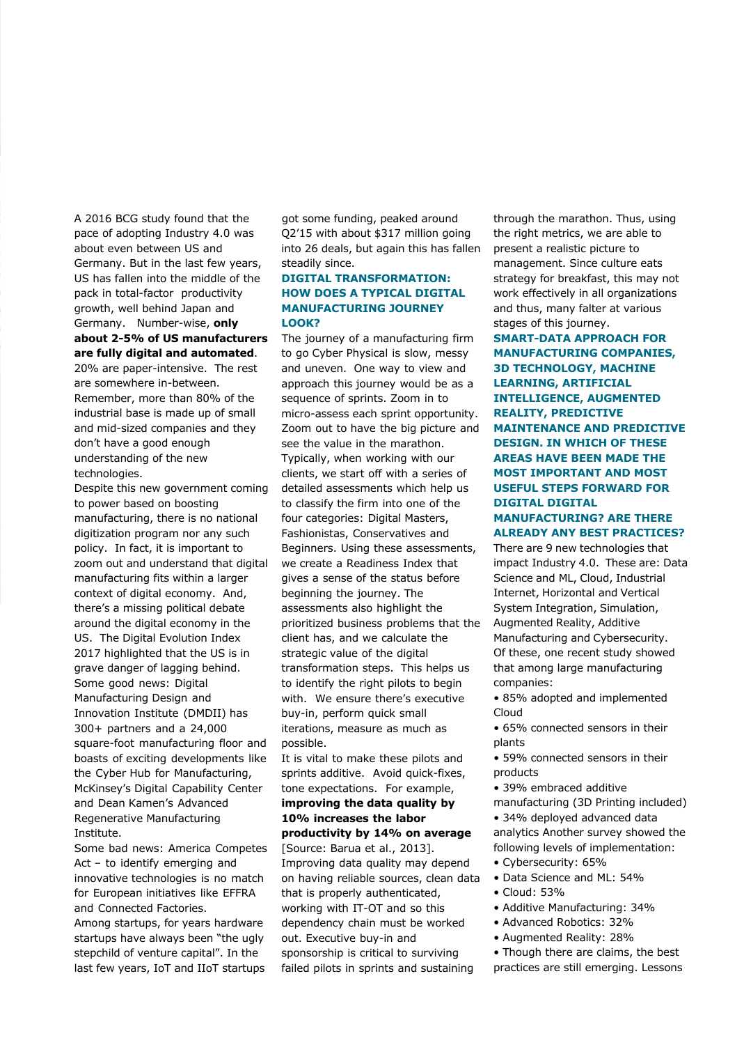A 2016 BCG study found that the pace of adopting Industry 4.0 was about even between US and Germany. But in the last few years, US has fallen into the middle of the pack in total-factor productivity growth, well behind Japan and Germany. Number-wise, **only about 2-5% of US manufacturers are fully digital and automated**. 20% are paper-intensive. The rest are somewhere in-between. Remember, more than 80% of the industrial base is made up of small and mid-sized companies and they don't have a good enough understanding of the new technologies.

Despite this new government coming to power based on boosting manufacturing, there is no national digitization program nor any such policy. In fact, it is important to zoom out and understand that digital manufacturing fits within a larger context of digital economy. And, there's a missing political debate around the digital economy in the US. The Digital Evolution Index 2017 highlighted that the US is in grave danger of lagging behind.

Some good news: Digital Manufacturing Design and Innovation Institute (DMDII) has 300+ partners and a 24,000 square-foot manufacturing floor and boasts of exciting developments like the Cyber Hub for Manufacturing, McKinsey's Digital Capability Center and Dean Kamen's Advanced Regenerative Manufacturing Institute.

Some bad news: America Competes Act – to identify emerging and innovative technologies is no match for European initiatives like EFFRA and Connected Factories.

Among startups, for years hardware startups have always been "the ugly stepchild of venture capital". In the last few years, IoT and IIoT startups got some funding, peaked around Q2'15 with about $317 million going into 26 deals, but again this has fallen steadily since.

## DIGITAL TRANSFORMATION: HOW DOES A TYPICAL DIGITAL MANUFACTURING JOURNEY LOOK?

The journey of a manufacturing firm to go Cyber Physical is slow, messy and uneven. One way to view and approach this journey would be as a sequence of sprints. Zoom in to micro-assess each sprint opportunity. Zoom out to have the big picture and see the value in the marathon.

Typically, when working with our clients, we start off with a series of detailed assessments which help us to classify the firm into one of the four categories: Digital Masters, Fashionistas, Conservatives and Beginners. Using these assessments, we create a Readiness Index that gives a sense of the status before beginning the journey. The assessments also highlight the prioritized business problems that the client has, and we calculate the strategic value of the digital transformation steps. This helps us to identify the right pilots to begin with. We ensure there's executive buy-in, perform quick small iterations, measure as much as possible.

It is vital to make these pilots and sprints additive. Avoid quick-fixes, tone expectations. For example, **improving the data quality by 10% increases the labor productivity by 14% on average** [Source: Barua et al., 2013]. Improving data quality may depend on having reliable sources, clean data that is properly authenticated, working with IT-OT and so this dependency chain must be worked out. Executive buy-in and sponsorship is critical to surviving failed pilots in sprints and sustaining through the marathon. Thus, using the right metrics, we are able to present a realistic picture to management. Since culture eats strategy for breakfast, this may not work effectively in all organizations and thus, many falter at various stages of this journey.

## SMART-DATA APPROACH FOR MANUFACTURING COMPANIES, 3D TECHNOLOGY, MACHINE LEARNING, ARTIFICIAL INTELLIGENCE, AUGMENTED REALITY, PREDICTIVE MAINTENANCE AND PREDICTIVE DESIGN. IN WHICH OF THESE AREAS HAVE BEEN MADE THE MOST IMPORTANT AND MOST USEFUL STEPS FORWARD FOR DIGITAL DIGITAL MANUFACTURING? ARE THERE ALREADY ANY BEST PRACTICES?

There are 9 new technologies that impact Industry 4.0. These are: Data Science and ML, Cloud, Industrial Internet, Horizontal and Vertical System Integration, Simulation, Augmented Reality, Additive Manufacturing and Cybersecurity. Of these, one recent study showed that among large manufacturing companies:

- 85% adopted and implemented Cloud
- 65% connected sensors in their plants
- 59% connected sensors in their products
- 39% embraced additive manufacturing (3D Printing included)
- 34% deployed advanced data analytics Another survey showed the following levels of implementation:
- Cybersecurity: 65%
- Data Science and ML: 54%
- Cloud: 53%
- Additive Manufacturing: 34%
- Advanced Robotics: 32%
- Augmented Reality: 28%
- Though there are claims, the best practices are still emerging. Lessons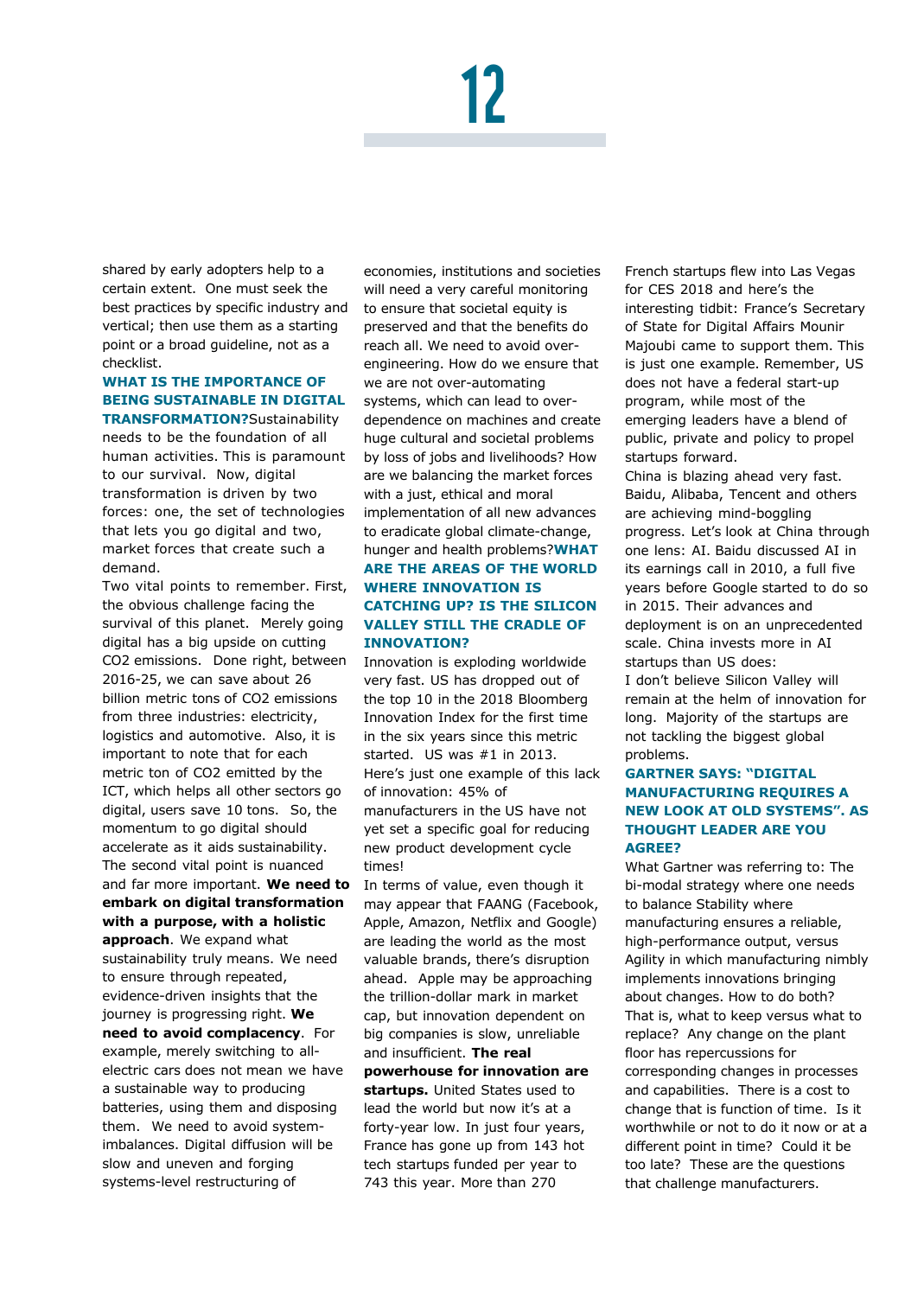shared by early adopters help to a certain extent. One must seek the best practices by specific industry and vertical; then use them as a starting point or a broad guideline, not as a checklist.

**WHAT IS THE IMPORTANCE OF BEING SUSTAINABLE IN DIGITAL TRANSFORMATION?**

Sustainability needs to be the foundation of all human activities. This is paramount to our survival. Now, digital transformation is driven by two forces: one, the set of technologies that lets you go digital and two, market forces that create such a demand.

Two vital points to remember. First, the obvious challenge facing the survival of this planet. Merely going digital has a big upside on cutting $CO_2$ emissions. Done right, between 2016-25, we can save about 26 billion metric tons of $CO_2$ emissions from three industries: electricity, logistics and automotive. Also, it is important to note that for each metric ton of $CO_2$ emitted by the ICT, which helps all other sectors go digital, users save 10 tons. So, the momentum to go digital should accelerate as it aids sustainability.

The second vital point is nuanced and far more important. **We need to embark on digital transformation with a purpose, with a holistic approach**. We expand what sustainability truly means. We need to ensure through repeated, evidence-driven insights that the journey is progressing right. **We need to avoid complacency**. For example, merely switching to all-electric cars does not mean we have a sustainable way to producing batteries, using them and disposing them. We need to avoid system-imbalances. Digital diffusion will be slow and uneven and forging systems-level restructuring of economies, institutions and societies will need a very careful monitoring to ensure that societal equity is preserved and that the benefits do reach all. We need to avoid over-engineering. How do we ensure that we are not over-automating systems, which can lead to over-dependence on machines and create huge cultural and societal problems by loss of jobs and livelihoods? How are we balancing the market forces with a just, ethical and moral implementation of all new advances to eradicate global climate-change, hunger and health problems?

**WHAT ARE THE AREAS OF THE WORLD WHERE INNOVATION IS CATCHING UP? IS THE SILICON VALLEY STILL THE CRADLE OF INNOVATION?**

Innovation is exploding worldwide very fast. US has dropped out of the top 10 in the 2018 Bloomberg Innovation Index for the first time in the six years since this metric started. US was #1 in 2013.

Here's just one example of this lack of innovation: 45% of manufacturers in the US have not yet set a specific goal for reducing new product development cycle times!

In terms of value, even though it may appear that FAANG (Facebook, Apple, Amazon, Netflix and Google) are leading the world as the most valuable brands, there's disruption ahead. Apple may be approaching the trillion-dollar mark in market cap, but innovation dependent on big companies is slow, unreliable and insufficient. **The real powerhouse for innovation are startups.** United States used to lead the world but now it's at a forty-year low. In just four years, France has gone up from 143 hot tech startups funded per year to 743 this year. More than 270 French startups flew into Las Vegas for CES 2018 and here's the interesting tidbit: France's Secretary of State for Digital Affairs Mounir Majoubi came to support them. This is just one example. Remember, US does not have a federal start-up program, while most of the emerging leaders have a blend of public, private and policy to propel startups forward.

China is blazing ahead very fast. Baidu, Alibaba, Tencent and others are achieving mind-boggling progress. Let's look at China through one lens: AI. Baidu discussed AI in its earnings call in 2010, a full five years before Google started to do so in 2015. Their advances and deployment is on an unprecedented scale. China invests more in AI startups than US does:

I don't believe Silicon Valley will remain at the helm of innovation for long. Majority of the startups are not tackling the biggest global problems.

**GARTNER SAYS: "DIGITAL MANUFACTURING REQUIRES A NEW LOOK AT OLD SYSTEMS". AS THOUGHT LEADER ARE YOU AGREE?**

What Gartner was referring to: The bi-modal strategy where one needs to balance Stability where manufacturing ensures a reliable, high-performance output, versus Agility in which manufacturing nimbly implements innovations bringing about changes. How to do both? That is, what to keep versus what to replace? Any change on the plant floor has repercussions for corresponding changes in processes and capabilities. There is a cost to change that is function of time. Is it worthwhile or not to do it now or at a different point in time? Could it be too late? These are the questions that challenge manufacturers.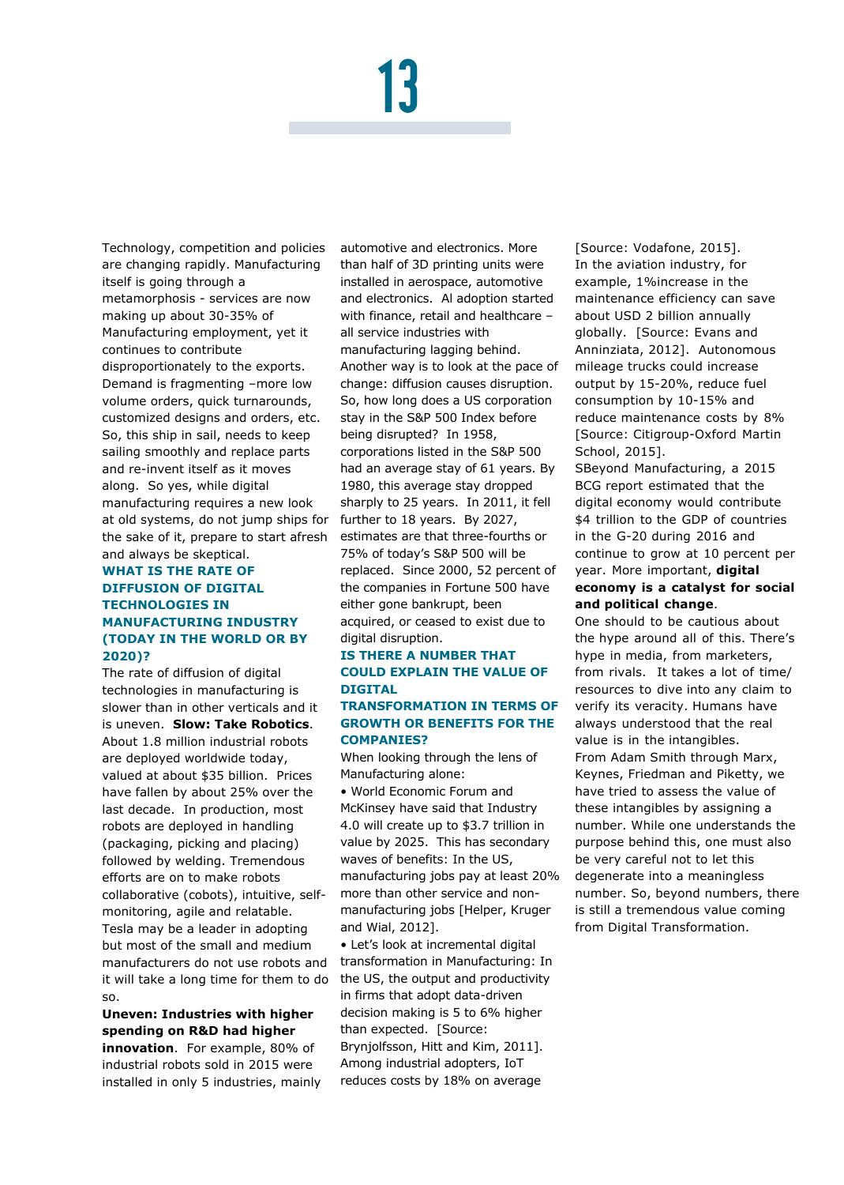Technology, competition and policies are changing rapidly. Manufacturing itself is going through a metamorphosis - services are now making up about 30-35% of Manufacturing employment, yet it continues to contribute disproportionately to the exports. Demand is fragmenting –more low volume orders, quick turnarounds, customized designs and orders, etc. So, this ship in sail, needs to keep sailing smoothly and replace parts and re-invent itself as it moves along. So yes, while digital manufacturing requires a new look at old systems, do not jump ships for the sake of it, prepare to start afresh and always be skeptical.

### WHAT IS THE RATE OF DIFFUSION OF DIGITAL TECHNOLOGIES IN MANUFACTURING INDUSTRY (TODAY IN THE WORLD OR BY 2020)?

The rate of diffusion of digital technologies in manufacturing is slower than in other verticals and it is uneven. **Slow: Take Robotics**. About 1.8 million industrial robots are deployed worldwide today, valued at about $35 billion. Prices have fallen by about 25% over the last decade. In production, most robots are deployed in handling (packaging, picking and placing) followed by welding. Tremendous efforts are on to make robots collaborative (cobots), intuitive, self-monitoring, agile and relatable. Tesla may be a leader in adopting but most of the small and medium manufacturers do not use robots and it will take a long time for them to do so.

**Uneven: Industries with higher spending on R&D had higher innovation**. For example, 80% of industrial robots sold in 2015 were installed in only 5 industries, mainly automotive and electronics. More than half of 3D printing units were installed in aerospace, automotive and electronics. AI adoption started with finance, retail and healthcare – all service industries with manufacturing lagging behind.

Another way is to look at the pace of change: diffusion causes disruption. So, how long does a US corporation stay in the S&P 500 Index before being disrupted? In 1958, corporations listed in the S&P 500 had an average stay of 61 years. By 1980, this average stay dropped sharply to 25 years. In 2011, it fell further to 18 years. By 2027, estimates are that three-fourths or 75% of today's S&P 500 will be replaced. Since 2000, 52 percent of the companies in Fortune 500 have either gone bankrupt, been acquired, or ceased to exist due to digital disruption.

### IS THERE A NUMBER THAT COULD EXPLAIN THE VALUE OF DIGITAL TRANSFORMATION IN TERMS OF GROWTH OR BENEFITS FOR THE COMPANIES?

When looking through the lens of Manufacturing alone:

- World Economic Forum and McKinsey have said that Industry 4.0 will create up to $3.7 trillion in value by 2025. This has secondary waves of benefits: In the US, manufacturing jobs pay at least 20% more than other service and non-manufacturing jobs [Helper, Kruger and Wial, 2012].
- Let's look at incremental digital transformation in Manufacturing: In the US, the output and productivity in firms that adopt data-driven decision making is 5 to 6% higher than expected. [Source: Brynjolfsson, Hitt and Kim, 2011]. Among industrial adopters, IoT reduces costs by 18% on average [Source: Vodafone, 2015].

In the aviation industry, for example, 1%increase in the maintenance efficiency can save about USD 2 billion annually globally. [Source: Evans and Anninziata, 2012]. Autonomous mileage trucks could increase output by 15-20%, reduce fuel consumption by 10-15% and reduce maintenance costs by 8% [Source: Citigroup-Oxford Martin School, 2015].

SBeyond Manufacturing, a 2015 BCG report estimated that the digital economy would contribute $4 trillion to the GDP of countries in the G-20 during 2016 and continue to grow at 10 percent per year. More important, **digital economy is a catalyst for social and political change**.

One should to be cautious about the hype around all of this. There's hype in media, from marketers, from rivals. It takes a lot of time/ resources to dive into any claim to verify its veracity. Humans have always understood that the real value is in the intangibles.

From Adam Smith through Marx, Keynes, Friedman and Piketty, we have tried to assess the value of these intangibles by assigning a number. While one understands the purpose behind this, one must also be very careful not to let this degenerate into a meaningless number. So, beyond numbers, there is still a tremendous value coming from Digital Transformation.